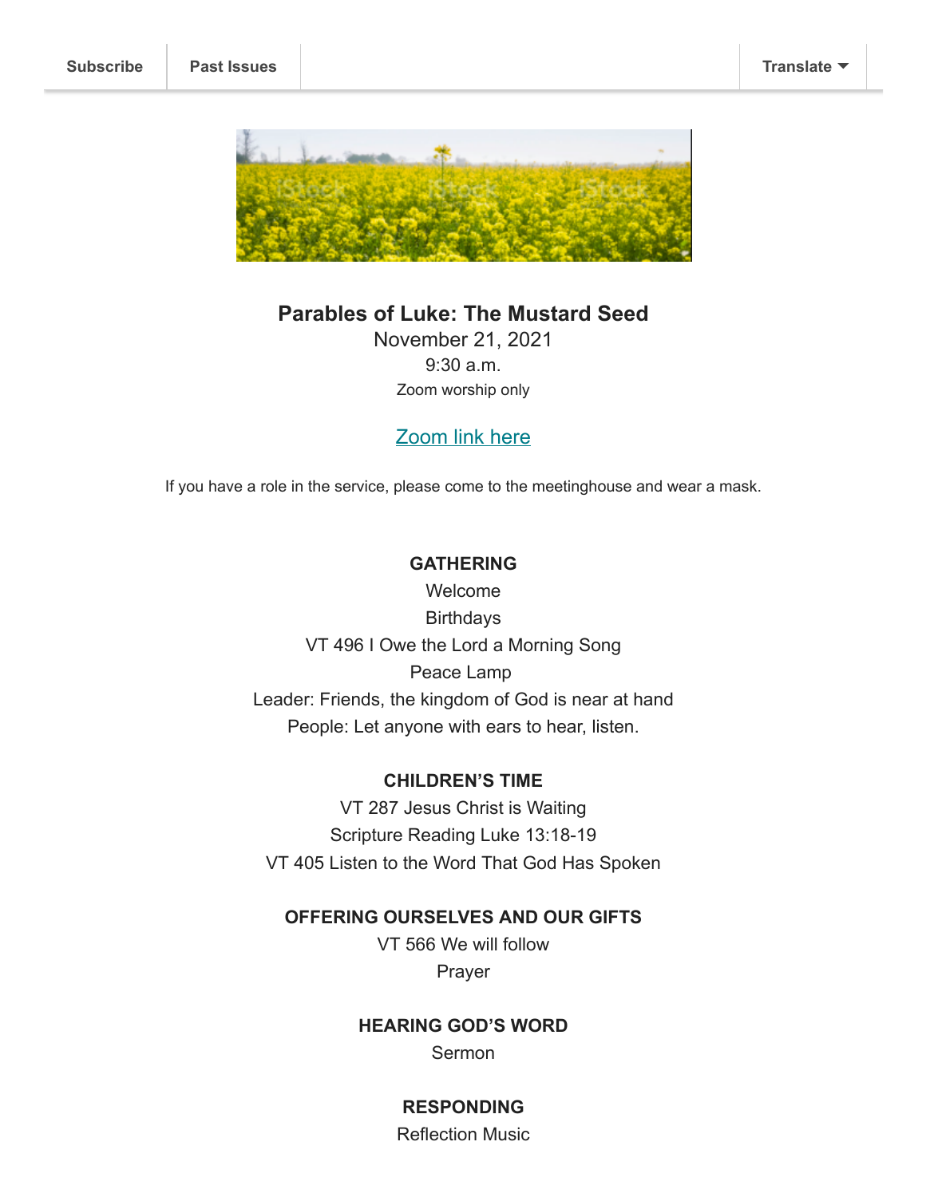Subscribe | Past Issues | Translate

**Parables of Luke: The Mustard Seed**

November 21, 2021

9:30 a.m.

Zoom worship only

[Zoom link here]

If you have a role in the service, please come to the meetinghouse and wear a mask.

**GATHERING**

Welcome

Birthdays

VT 496 I Owe the Lord a Morning Song

Peace Lamp

Leader: Friends, the kingdom of God is near at hand

People: Let anyone with ears to hear, listen.

**CHILDREN'S TIME**

VT 287 Jesus Christ is Waiting

Scripture Reading Luke 13:18-19

VT 405 Listen to the Word That God Has Spoken

**OFFERING OURSELVES AND OUR GIFTS**

VT 566 We will follow

Prayer

**HEARING GOD'S WORD**

Sermon

**RESPONDING**

Reflection Music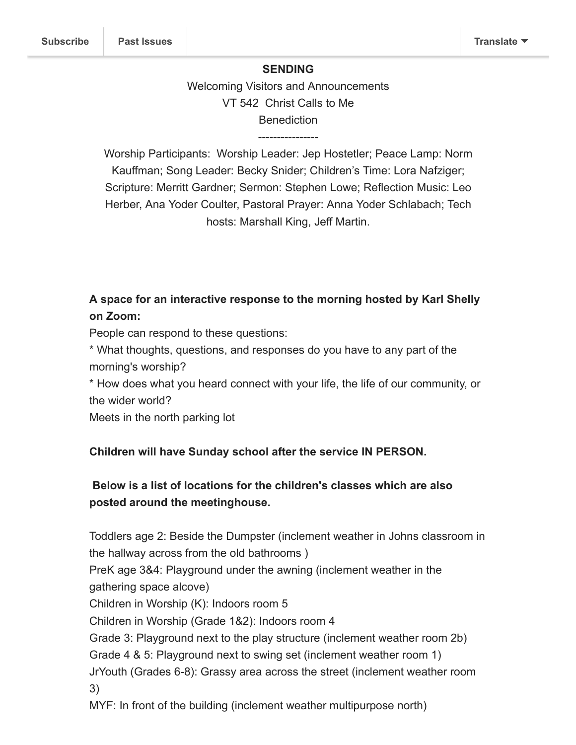**SENDING**

Welcoming Visitors and Announcements

VT 542 Christ Calls to Me

Benediction

----------------

Worship Participants: Worship Leader: Jep Hostetler; Peace Lamp: Norm Kauffman; Song Leader: Becky Snider; Children's Time: Lora Nafziger; Scripture: Merritt Gardner; Sermon: Stephen Lowe; Reflection Music: Leo Herber, Ana Yoder Coulter, Pastoral Prayer: Anna Yoder Schlabach; Tech hosts: Marshall King, Jeff Martin.

**A space for an interactive response to the morning hosted by Karl Shelly on Zoom:**

People can respond to these questions:

* What thoughts, questions, and responses do you have to any part of the morning's worship?
* How does what you heard connect with your life, the life of our community, or the wider world?

Meets in the north parking lot

**Children will have Sunday school after the service IN PERSON.**

**Below is a list of locations for the children's classes which are also posted around the meetinghouse.**

Toddlers age 2: Beside the Dumpster (inclement weather in Johns classroom in the hallway across from the old bathrooms )
PreK age 3&4: Playground under the awning (inclement weather in the gathering space alcove)
Children in Worship (K): Indoors room 5
Children in Worship (Grade 1&2): Indoors room 4
Grade 3: Playground next to the play structure (inclement weather room 2b)
Grade 4 & 5: Playground next to swing set (inclement weather room 1)
JrYouth (Grades 6-8): Grassy area across the street (inclement weather room 3)
MYF: In front of the building (inclement weather multipurpose north)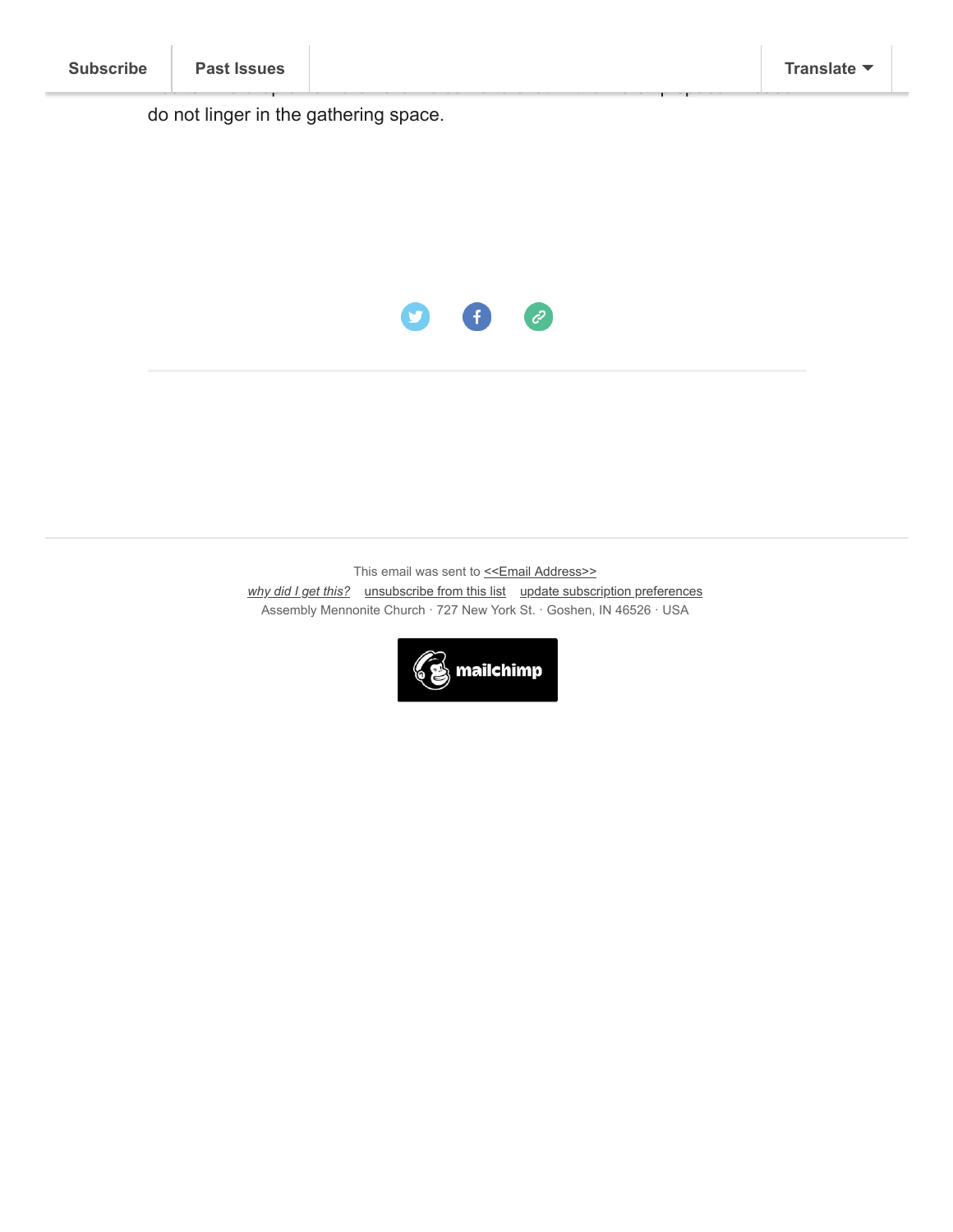Subscribe | Past Issues | Translate

do not linger in the gathering space.

This email was sent to <<Email Address>>

*why did I get this?* unsubscribe from this list update subscription preferences

Assembly Mennonite Church · 727 New York St. · Goshen, IN 46526 · USA

mailchimp